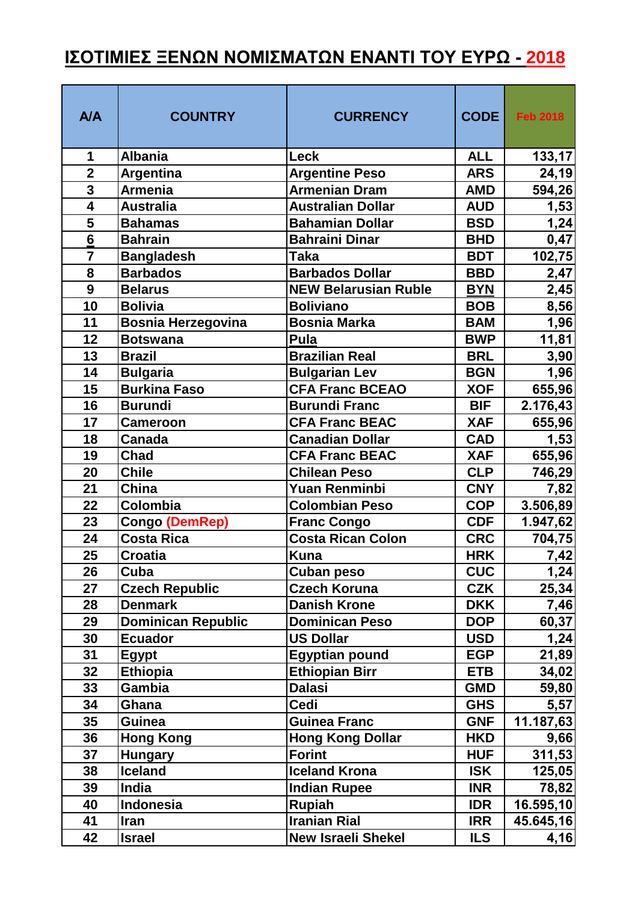# ΙΣΟΤΙΜΙΕΣ ΞΕΝΩΝ ΝΟΜΙΣΜΑΤΩΝ ΕΝΑΝΤΙ ΤΟΥ ΕΥΡΩ - 2018

| A/A | COUNTRY | CURRENCY | CODE | Feb 2018 |
|---|---|---|---|---|
| 1 | Albania | Leck | ALL | 133,17 |
| 2 | Argentina | Argentine Peso | ARS | 24,19 |
| 3 | Armenia | Armenian Dram | AMD | 594,26 |
| 4 | Australia | Australian Dollar | AUD | 1,53 |
| 5 | Bahamas | Bahamian Dollar | BSD | 1,24 |
| 6 | Bahrain | Bahraini Dinar | BHD | 0,47 |
| 7 | Bangladesh | Taka | BDT | 102,75 |
| 8 | Barbados | Barbados Dollar | BBD | 2,47 |
| 9 | Belarus | NEW Belarusian Ruble | BYN | 2,45 |
| 10 | Bolivia | Boliviano | BOB | 8,56 |
| 11 | Bosnia Herzegovina | Bosnia Marka | BAM | 1,96 |
| 12 | Botswana | Pula | BWP | 11,81 |
| 13 | Brazil | Brazilian Real | BRL | 3,90 |
| 14 | Bulgaria | Bulgarian Lev | BGN | 1,96 |
| 15 | Burkina Faso | CFA Franc BCEAO | XOF | 655,96 |
| 16 | Burundi | Burundi Franc | BIF | 2.176,43 |
| 17 | Cameroon | CFA Franc BEAC | XAF | 655,96 |
| 18 | Canada | Canadian Dollar | CAD | 1,53 |
| 19 | Chad | CFA Franc BEAC | XAF | 655,96 |
| 20 | Chile | Chilean Peso | CLP | 746,29 |
| 21 | China | Yuan Renminbi | CNY | 7,82 |
| 22 | Colombia | Colombian Peso | COP | 3.506,89 |
| 23 | Congo (DemRep) | Franc Congo | CDF | 1.947,62 |
| 24 | Costa Rica | Costa Rican Colon | CRC | 704,75 |
| 25 | Croatia | Kuna | HRK | 7,42 |
| 26 | Cuba | Cuban peso | CUC | 1,24 |
| 27 | Czech Republic | Czech Koruna | CZK | 25,34 |
| 28 | Denmark | Danish Krone | DKK | 7,46 |
| 29 | Dominican Republic | Dominican Peso | DOP | 60,37 |
| 30 | Ecuador | US Dollar | USD | 1,24 |
| 31 | Egypt | Egyptian pound | EGP | 21,89 |
| 32 | Ethiopia | Ethiopian Birr | ETB | 34,02 |
| 33 | Gambia | Dalasi | GMD | 59,80 |
| 34 | Ghana | Cedi | GHS | 5,57 |
| 35 | Guinea | Guinea Franc | GNF | 11.187,63 |
| 36 | Hong Kong | Hong Kong Dollar | HKD | 9,66 |
| 37 | Hungary | Forint | HUF | 311,53 |
| 38 | Iceland | Iceland Krona | ISK | 125,05 |
| 39 | India | Indian Rupee | INR | 78,82 |
| 40 | Indonesia | Rupiah | IDR | 16.595,10 |
| 41 | Iran | Iranian Rial | IRR | 45.645,16 |
| 42 | Israel | New Israeli Shekel | ILS | 4,16 |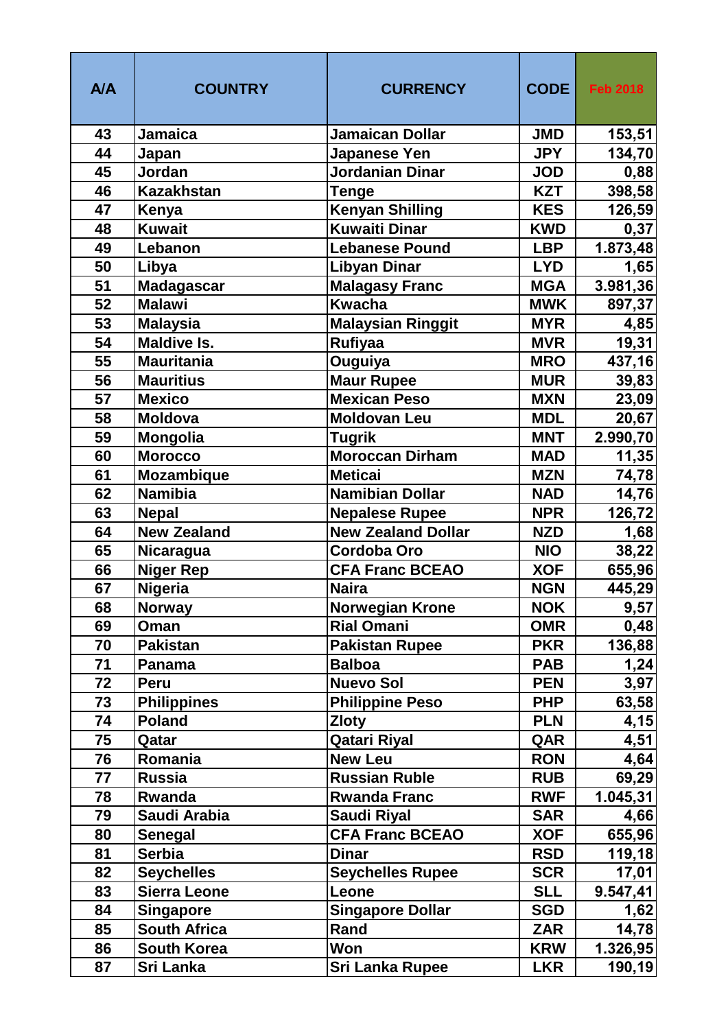| A/A | COUNTRY | CURRENCY | CODE | Feb 2018 |
|---|---|---|---|---|
| 43 | Jamaica | Jamaican Dollar | JMD | 153,51 |
| 44 | Japan | Japanese Yen | JPY | 134,70 |
| 45 | Jordan | Jordanian Dinar | JOD | 0,88 |
| 46 | Kazakhstan | Tenge | KZT | 398,58 |
| 47 | Kenya | Kenyan Shilling | KES | 126,59 |
| 48 | Kuwait | Kuwaiti Dinar | KWD | 0,37 |
| 49 | Lebanon | Lebanese Pound | LBP | 1.873,48 |
| 50 | Libya | Libyan Dinar | LYD | 1,65 |
| 51 | Madagascar | Malagasy Franc | MGA | 3.981,36 |
| 52 | Malawi | Kwacha | MWK | 897,37 |
| 53 | Malaysia | Malaysian Ringgit | MYR | 4,85 |
| 54 | Maldive Is. | Rufiyaa | MVR | 19,31 |
| 55 | Mauritania | Ouguiya | MRO | 437,16 |
| 56 | Mauritius | Maur Rupee | MUR | 39,83 |
| 57 | Mexico | Mexican Peso | MXN | 23,09 |
| 58 | Moldova | Moldovan Leu | MDL | 20,67 |
| 59 | Mongolia | Tugrik | MNT | 2.990,70 |
| 60 | Morocco | Moroccan Dirham | MAD | 11,35 |
| 61 | Mozambique | Meticai | MZN | 74,78 |
| 62 | Namibia | Namibian Dollar | NAD | 14,76 |
| 63 | Nepal | Nepalese Rupee | NPR | 126,72 |
| 64 | New Zealand | New Zealand Dollar | NZD | 1,68 |
| 65 | Nicaragua | Cordoba Oro | NIO | 38,22 |
| 66 | Niger Rep | CFA Franc BCEAO | XOF | 655,96 |
| 67 | Nigeria | Naira | NGN | 445,29 |
| 68 | Norway | Norwegian Krone | NOK | 9,57 |
| 69 | Oman | Rial Omani | OMR | 0,48 |
| 70 | Pakistan | Pakistan Rupee | PKR | 136,88 |
| 71 | Panama | Balboa | PAB | 1,24 |
| 72 | Peru | Nuevo Sol | PEN | 3,97 |
| 73 | Philippines | Philippine Peso | PHP | 63,58 |
| 74 | Poland | Zloty | PLN | 4,15 |
| 75 | Qatar | Qatari Riyal | QAR | 4,51 |
| 76 | Romania | New Leu | RON | 4,64 |
| 77 | Russia | Russian Ruble | RUB | 69,29 |
| 78 | Rwanda | Rwanda Franc | RWF | 1.045,31 |
| 79 | Saudi Arabia | Saudi Riyal | SAR | 4,66 |
| 80 | Senegal | CFA Franc BCEAO | XOF | 655,96 |
| 81 | Serbia | Dinar | RSD | 119,18 |
| 82 | Seychelles | Seychelles Rupee | SCR | 17,01 |
| 83 | Sierra Leone | Leone | SLL | 9.547,41 |
| 84 | Singapore | Singapore Dollar | SGD | 1,62 |
| 85 | South Africa | Rand | ZAR | 14,78 |
| 86 | South Korea | Won | KRW | 1.326,95 |
| 87 | Sri Lanka | Sri Lanka Rupee | LKR | 190,19 |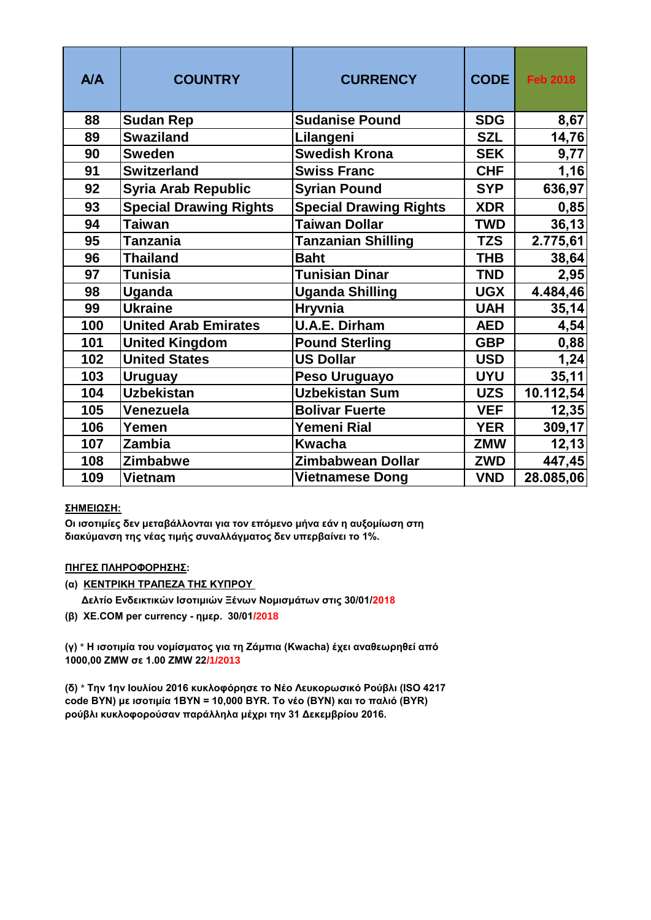| A/A | COUNTRY | CURRENCY | CODE | Feb 2018 |
|---|---|---|---|---|
| 88 | Sudan Rep | Sudanise Pound | SDG | 8,67 |
| 89 | Swaziland | Lilangeni | SZL | 14,76 |
| 90 | Sweden | Swedish Krona | SEK | 9,77 |
| 91 | Switzerland | Swiss Franc | CHF | 1,16 |
| 92 | Syria Arab Republic | Syrian Pound | SYP | 636,97 |
| 93 | Special Drawing Rights | Special Drawing Rights | XDR | 0,85 |
| 94 | Taiwan | Taiwan Dollar | TWD | 36,13 |
| 95 | Tanzania | Tanzanian Shilling | TZS | 2.775,61 |
| 96 | Thailand | Baht | THB | 38,64 |
| 97 | Tunisia | Tunisian Dinar | TND | 2,95 |
| 98 | Uganda | Uganda Shilling | UGX | 4.484,46 |
| 99 | Ukraine | Hryvnia | UAH | 35,14 |
| 100 | United Arab Emirates | U.A.E. Dirham | AED | 4,54 |
| 101 | United Kingdom | Pound Sterling | GBP | 0,88 |
| 102 | United States | US Dollar | USD | 1,24 |
| 103 | Uruguay | Peso Uruguayo | UYU | 35,11 |
| 104 | Uzbekistan | Uzbekistan Sum | UZS | 10.112,54 |
| 105 | Venezuela | Bolivar Fuerte | VEF | 12,35 |
| 106 | Yemen | Yemeni Rial | YER | 309,17 |
| 107 | Zambia | Kwacha | ZMW | 12,13 |
| 108 | Zimbabwe | Zimbabwean Dollar | ZWD | 447,45 |
| 109 | Vietnam | Vietnamese Dong | VND | 28.085,06 |

**ΣΗΜΕΙΩΣΗ:**

**Οι ισοτιμίες δεν μεταβάλλονται για τον επόμενο μήνα εάν η αυξομίωση στη διακύμανση της νέας τιμής συναλλάγματος δεν υπερβαίνει το 1%.**

**ΠΗΓΕΣ ΠΛΗΡΟΦΟΡΗΣΗΣ:**

**(α) ΚΕΝΤΡΙΚΗ ΤΡΑΠΕΖΑ ΤΗΣ ΚΥΠΡΟΥ**

**Δελτίο Ενδεικτικών Ισοτιμιών Ξένων Νομισμάτων στις 30/01/2018**

**(β) XE.COM per currency - ημερ. 30/01/2018**

**(γ) * Η ισοτιμία του νομίσματος για τη Ζάμπια (Kwacha) έχει αναθεωρηθεί από 1000,00 ZMW σε 1.00 ZMW 22/1/2013**

**(δ) * Την 1ην Ιουλίου 2016 κυκλοφόρησε το Νέο Λευκορωσικό Ρούβλι (ISO 4217 code BYN) με ισοτιμία 1BYN = 10,000 BYR. Το νέο (BYN) και το παλιό (BYR) ρούβλι κυκλοφορούσαν παράλληλα μέχρι την 31 Δεκεμβρίου 2016.**